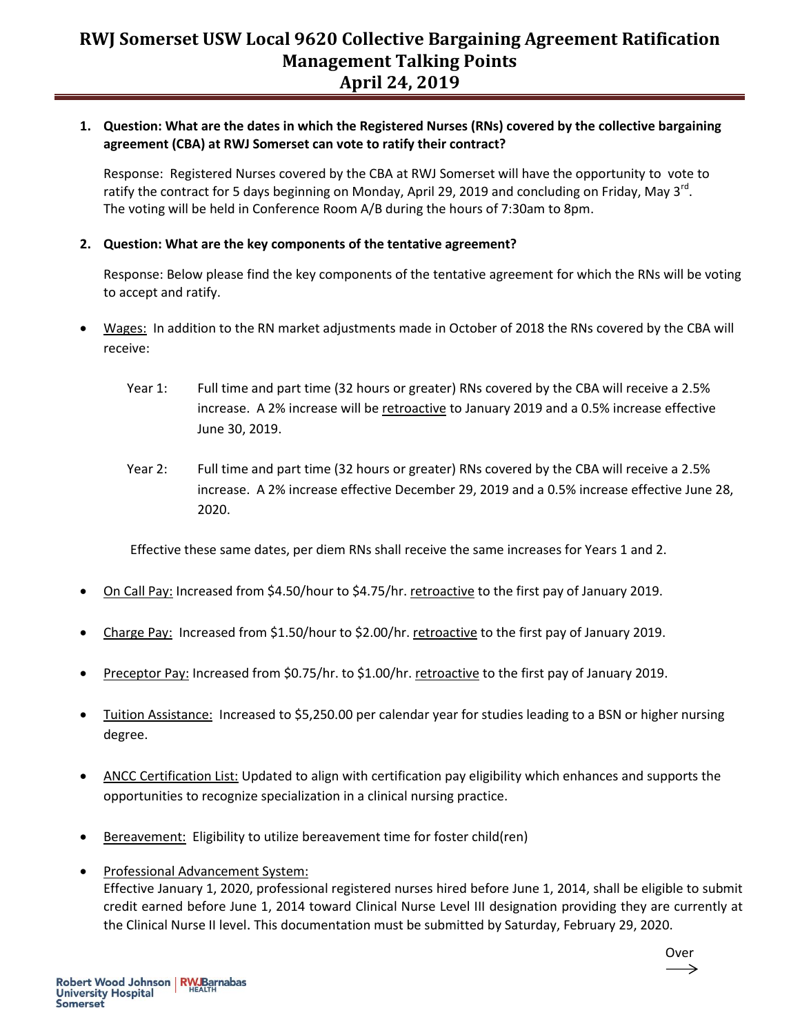# RWJ Somerset USW Local 9620 Collective Bargaining Agreement Ratification Management Talking Points April 24, 2019

1. **Question: What are the dates in which the Registered Nurses (RNs) covered by the collective bargaining agreement (CBA) at RWJ Somerset can vote to ratify their contract?**

   Response: Registered Nurses covered by the CBA at RWJ Somerset will have the opportunity to vote to ratify the contract for 5 days beginning on Monday, April 29, 2019 and concluding on Friday, May 3rd. The voting will be held in Conference Room A/B during the hours of 7:30am to 8pm.

2. **Question: What are the key components of the tentative agreement?**

   Response: Below please find the key components of the tentative agreement for which the RNs will be voting to accept and ratify.

- Wages: In addition to the RN market adjustments made in October of 2018 the RNs covered by the CBA will receive:

  Year 1: Full time and part time (32 hours or greater) RNs covered by the CBA will receive a 2.5% increase. A 2% increase will be retroactive to January 2019 and a 0.5% increase effective June 30, 2019.

  Year 2: Full time and part time (32 hours or greater) RNs covered by the CBA will receive a 2.5% increase. A 2% increase effective December 29, 2019 and a 0.5% increase effective June 28, 2020.

  Effective these same dates, per diem RNs shall receive the same increases for Years 1 and 2.

- On Call Pay: Increased from $4.50/hour to $4.75/hr. retroactive to the first pay of January 2019.

- Charge Pay: Increased from $1.50/hour to $2.00/hr. retroactive to the first pay of January 2019.

- Preceptor Pay: Increased from $0.75/hr. to $1.00/hr. retroactive to the first pay of January 2019.

- Tuition Assistance: Increased to $5,250.00 per calendar year for studies leading to a BSN or higher nursing degree.

- ANCC Certification List: Updated to align with certification pay eligibility which enhances and supports the opportunities to recognize specialization in a clinical nursing practice.

- Bereavement: Eligibility to utilize bereavement time for foster child(ren)

- Professional Advancement System:
  Effective January 1, 2020, professional registered nurses hired before June 1, 2014, shall be eligible to submit credit earned before June 1, 2014 toward Clinical Nurse Level III designation providing they are currently at the Clinical Nurse II level. This documentation must be submitted by Saturday, February 29, 2020.

Over →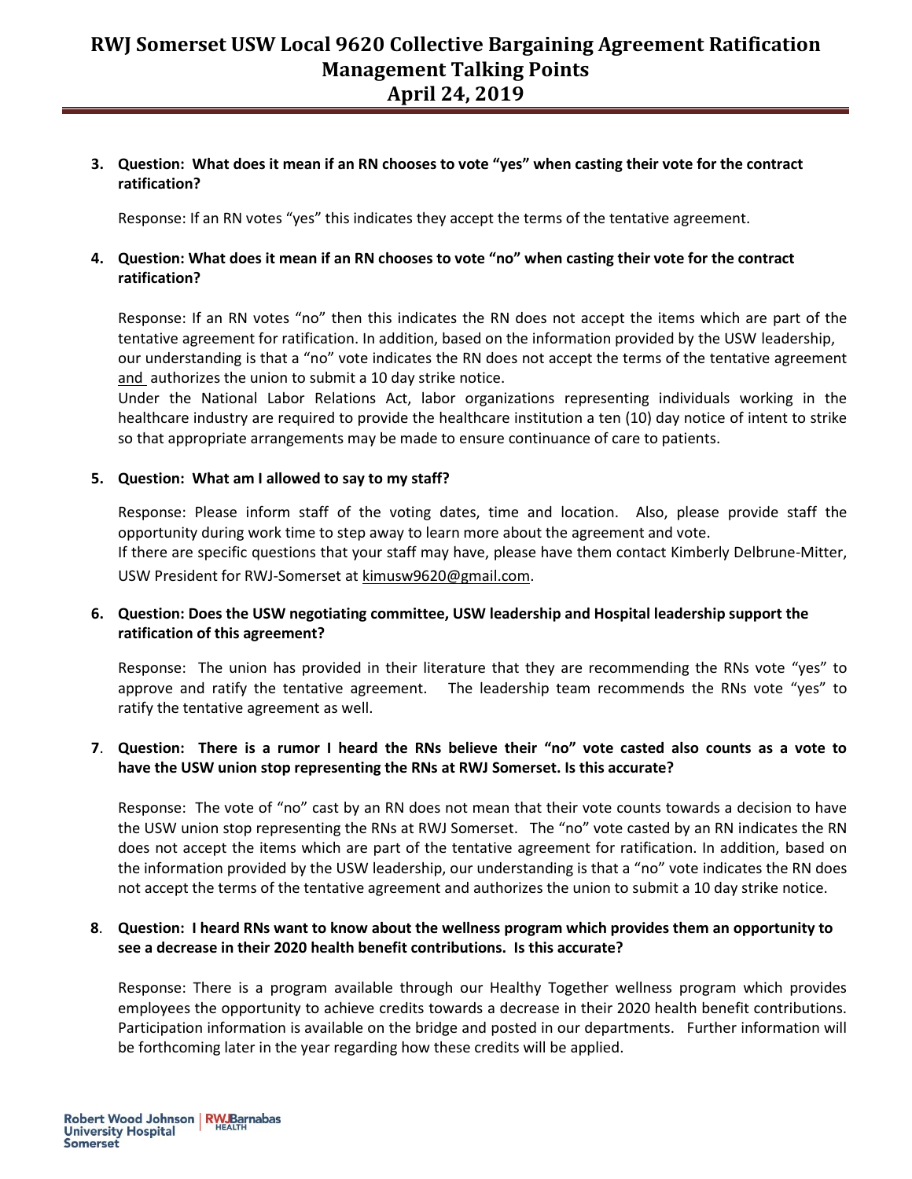# RWJ Somerset USW Local 9620 Collective Bargaining Agreement Ratification Management Talking Points April 24, 2019

3. **Question: What does it mean if an RN chooses to vote "yes" when casting their vote for the contract ratification?**

   Response: If an RN votes "yes" this indicates they accept the terms of the tentative agreement.

4. **Question: What does it mean if an RN chooses to vote "no" when casting their vote for the contract ratification?**

   Response: If an RN votes "no" then this indicates the RN does not accept the items which are part of the tentative agreement for ratification. In addition, based on the information provided by the USW leadership, our understanding is that a "no" vote indicates the RN does not accept the terms of the tentative agreement and authorizes the union to submit a 10 day strike notice.
   Under the National Labor Relations Act, labor organizations representing individuals working in the healthcare industry are required to provide the healthcare institution a ten (10) day notice of intent to strike so that appropriate arrangements may be made to ensure continuance of care to patients.

5. **Question: What am I allowed to say to my staff?**

   Response: Please inform staff of the voting dates, time and location. Also, please provide staff the opportunity during work time to step away to learn more about the agreement and vote.
   If there are specific questions that your staff may have, please have them contact Kimberly Delbrune-Mitter, USW President for RWJ-Somerset at kimusw9620@gmail.com.

6. **Question: Does the USW negotiating committee, USW leadership and Hospital leadership support the ratification of this agreement?**

   Response: The union has provided in their literature that they are recommending the RNs vote "yes" to approve and ratify the tentative agreement. The leadership team recommends the RNs vote "yes" to ratify the tentative agreement as well.

7. **Question: There is a rumor I heard the RNs believe their "no" vote casted also counts as a vote to have the USW union stop representing the RNs at RWJ Somerset. Is this accurate?**

   Response: The vote of "no" cast by an RN does not mean that their vote counts towards a decision to have the USW union stop representing the RNs at RWJ Somerset. The "no" vote casted by an RN indicates the RN does not accept the items which are part of the tentative agreement for ratification. In addition, based on the information provided by the USW leadership, our understanding is that a "no" vote indicates the RN does not accept the terms of the tentative agreement and authorizes the union to submit a 10 day strike notice.

8. **Question: I heard RNs want to know about the wellness program which provides them an opportunity to see a decrease in their 2020 health benefit contributions. Is this accurate?**

   Response: There is a program available through our Healthy Together wellness program which provides employees the opportunity to achieve credits towards a decrease in their 2020 health benefit contributions. Participation information is available on the bridge and posted in our departments. Further information will be forthcoming later in the year regarding how these credits will be applied.